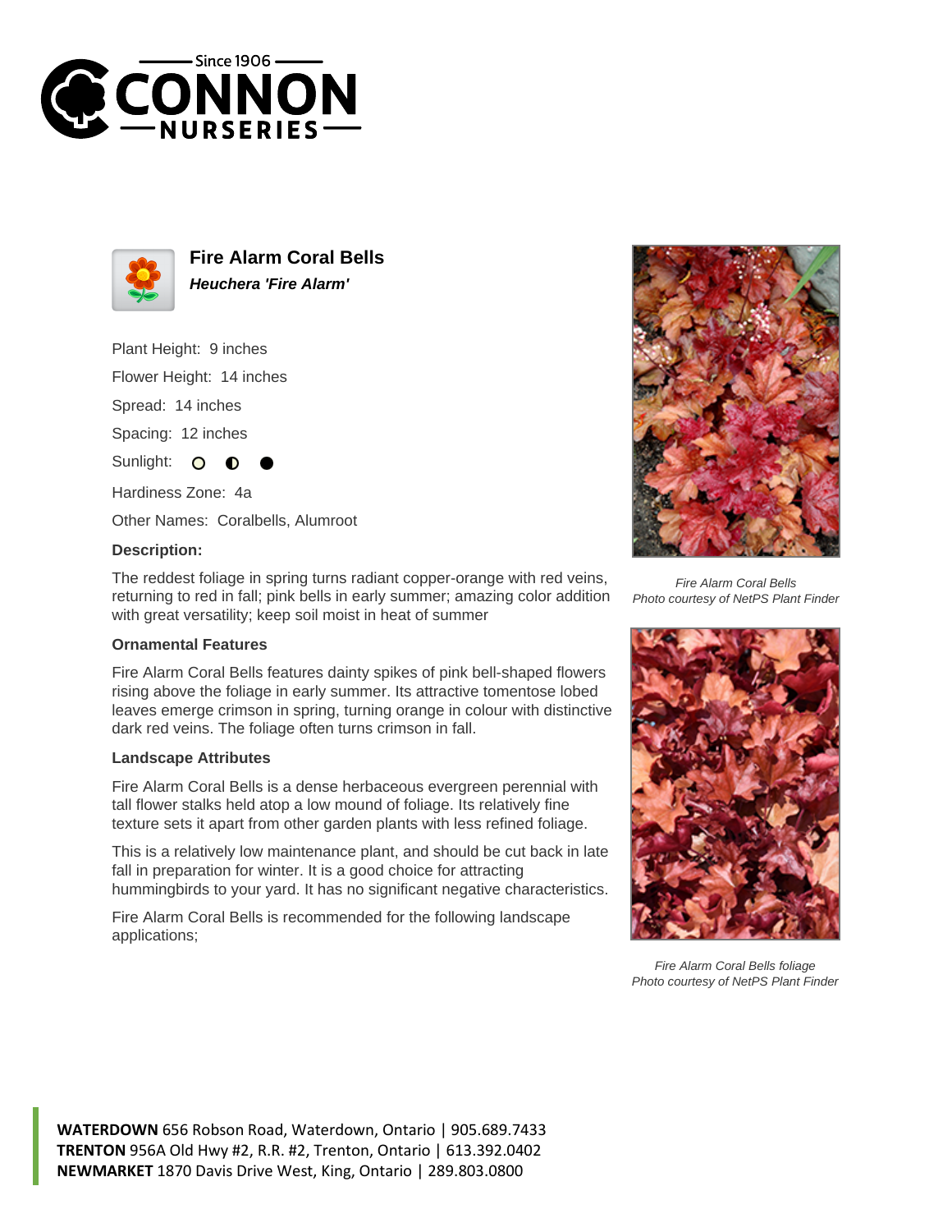# Fire Alarm Coral Bells

***Heuchera 'Fire Alarm'***

Plant Height: 9 inches

Flower Height: 14 inches

Spread: 14 inches

Spacing: 12 inches

Sunlight:

Hardiness Zone: 4a

Other Names: Coralbells, Alumroot

**Description:**

The reddest foliage in spring turns radiant copper-orange with red veins, returning to red in fall; pink bells in early summer; amazing color addition with great versatility; keep soil moist in heat of summer

### Ornamental Features

Fire Alarm Coral Bells features dainty spikes of pink bell-shaped flowers rising above the foliage in early summer. Its attractive tomentose lobed leaves emerge crimson in spring, turning orange in colour with distinctive dark red veins. The foliage often turns crimson in fall.

### Landscape Attributes

Fire Alarm Coral Bells is a dense herbaceous evergreen perennial with tall flower stalks held atop a low mound of foliage. Its relatively fine texture sets it apart from other garden plants with less refined foliage.

This is a relatively low maintenance plant, and should be cut back in late fall in preparation for winter. It is a good choice for attracting hummingbirds to your yard. It has no significant negative characteristics.

Fire Alarm Coral Bells is recommended for the following landscape applications;

*Fire Alarm Coral Bells*
*Photo courtesy of NetPS Plant Finder*

*Fire Alarm Coral Bells foliage*
*Photo courtesy of NetPS Plant Finder*

**WATERDOWN** 656 Robson Road, Waterdown, Ontario | 905.689.7433
**TRENTON** 956A Old Hwy #2, R.R. #2, Trenton, Ontario | 613.392.0402
**NEWMARKET** 1870 Davis Drive West, King, Ontario | 289.803.0800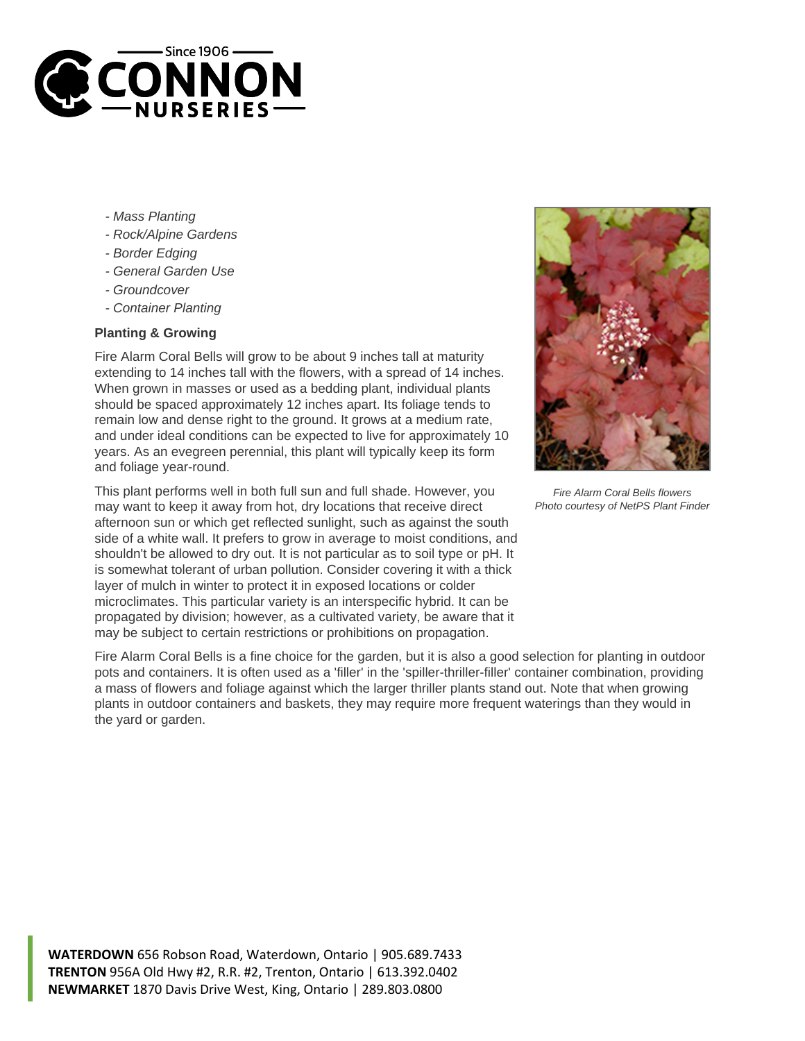- *Mass Planting*
- *Rock/Alpine Gardens*
- *Border Edging*
- *General Garden Use*
- *Groundcover*
- *Container Planting*

**Planting & Growing**

Fire Alarm Coral Bells will grow to be about 9 inches tall at maturity extending to 14 inches tall with the flowers, with a spread of 14 inches. When grown in masses or used as a bedding plant, individual plants should be spaced approximately 12 inches apart. Its foliage tends to remain low and dense right to the ground. It grows at a medium rate, and under ideal conditions can be expected to live for approximately 10 years. As an evegreen perennial, this plant will typically keep its form and foliage year-round.

This plant performs well in both full sun and full shade. However, you may want to keep it away from hot, dry locations that receive direct afternoon sun or which get reflected sunlight, such as against the south side of a white wall. It prefers to grow in average to moist conditions, and shouldn't be allowed to dry out. It is not particular as to soil type or pH. It is somewhat tolerant of urban pollution. Consider covering it with a thick layer of mulch in winter to protect it in exposed locations or colder microclimates. This particular variety is an interspecific hybrid. It can be propagated by division; however, as a cultivated variety, be aware that it may be subject to certain restrictions or prohibitions on propagation.

*Fire Alarm Coral Bells flowers*
*Photo courtesy of NetPS Plant Finder*

Fire Alarm Coral Bells is a fine choice for the garden, but it is also a good selection for planting in outdoor pots and containers. It is often used as a 'filler' in the 'spiller-thriller-filler' container combination, providing a mass of flowers and foliage against which the larger thriller plants stand out. Note that when growing plants in outdoor containers and baskets, they may require more frequent waterings than they would in the yard or garden.